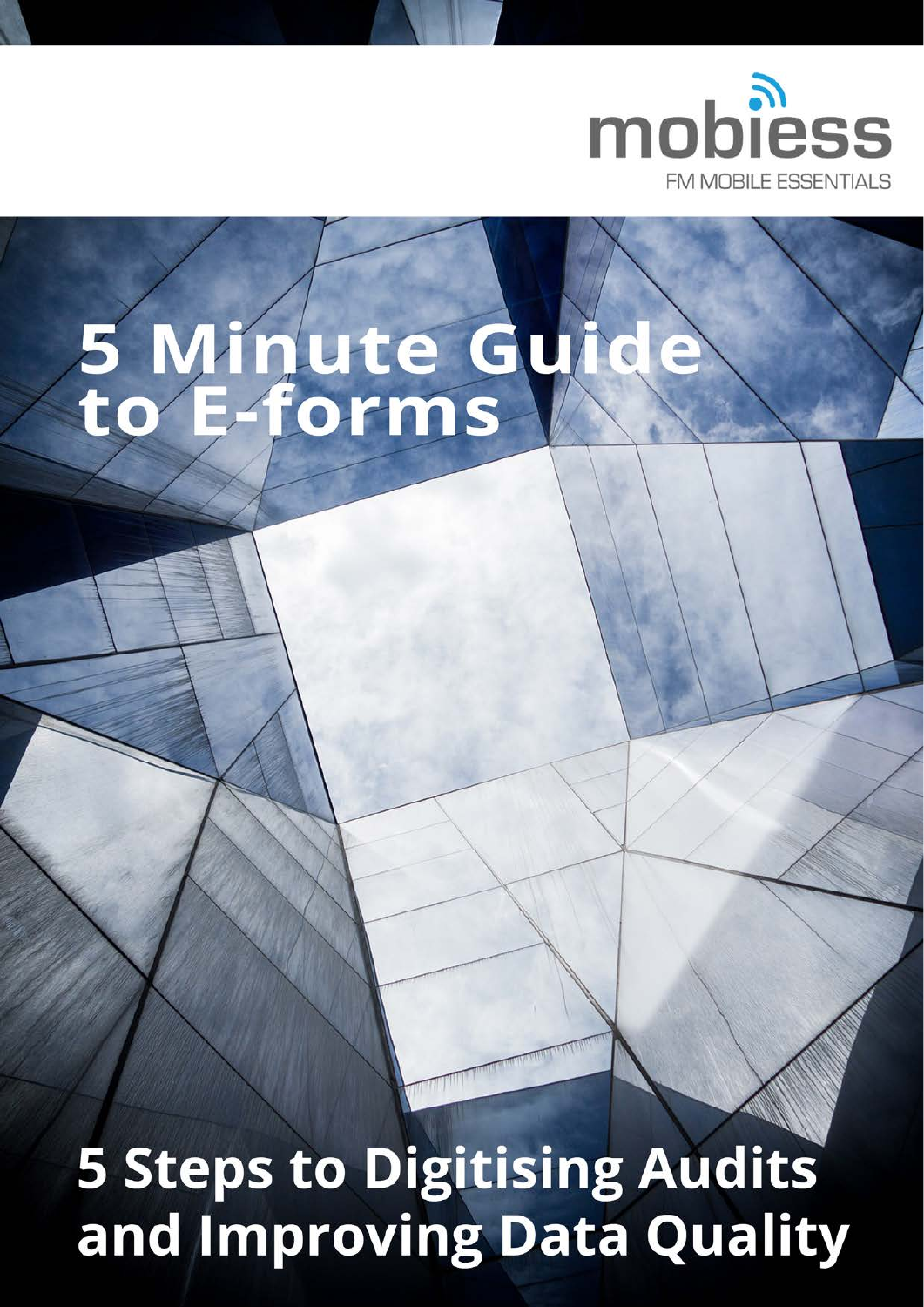mobiess

FM MOBILE ESSENTIALS

# 5 Minute Guide to E-forms

## 5 Steps to Digitising Audits and Improving Data Quality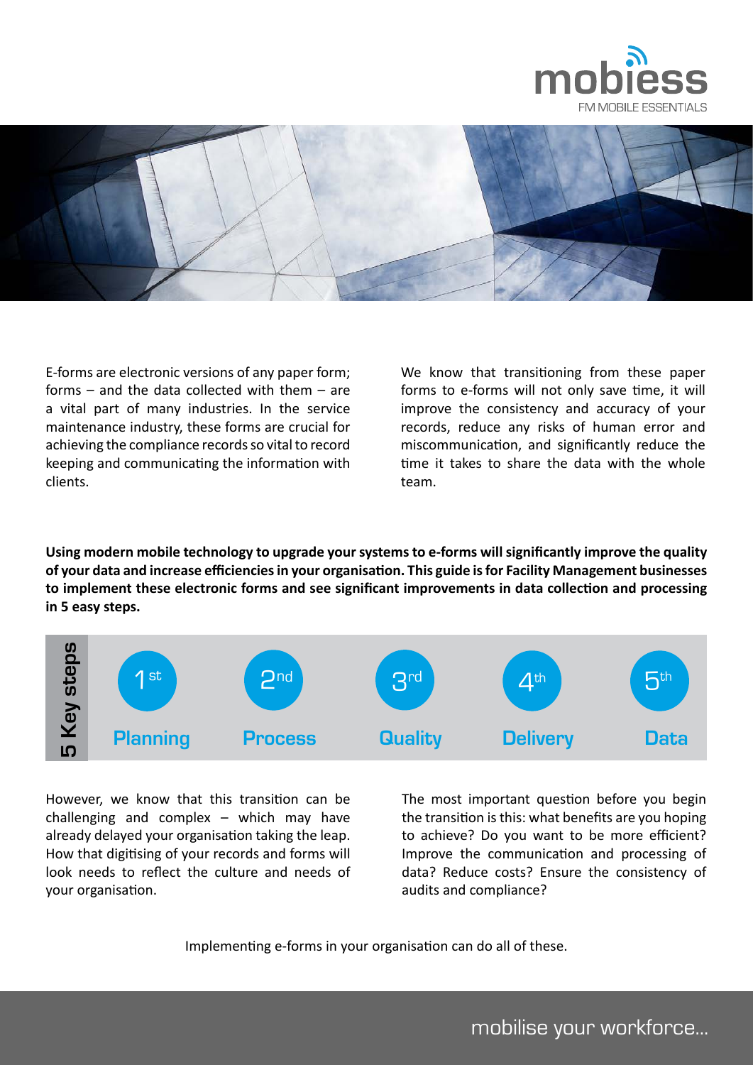E-forms are electronic versions of any paper form; forms – and the data collected with them – are a vital part of many industries. In the service maintenance industry, these forms are crucial for achieving the compliance records so vital to record keeping and communicating the information with clients.

We know that transitioning from these paper forms to e-forms will not only save time, it will improve the consistency and accuracy of your records, reduce any risks of human error and miscommunication, and significantly reduce the time it takes to share the data with the whole team.

**Using modern mobile technology to upgrade your systems to e-forms will significantly improve the quality of your data and increase efficiencies in your organisation. This guide is for Facility Management businesses to implement these electronic forms and see significant improvements in data collection and processing in 5 easy steps.**

**5 Key steps**

| 1st | 2nd | 3rd | 4th | 5th |
| --- | --- | --- | --- | --- |
| Planning | Process | Quality | Delivery | Data |

However, we know that this transition can be challenging and complex – which may have already delayed your organisation taking the leap. How that digitising of your records and forms will look needs to reflect the culture and needs of your organisation.

The most important question before you begin the transition is this: what benefits are you hoping to achieve? Do you want to be more efficient? Improve the communication and processing of data? Reduce costs? Ensure the consistency of audits and compliance?

Implementing e-forms in your organisation can do all of these.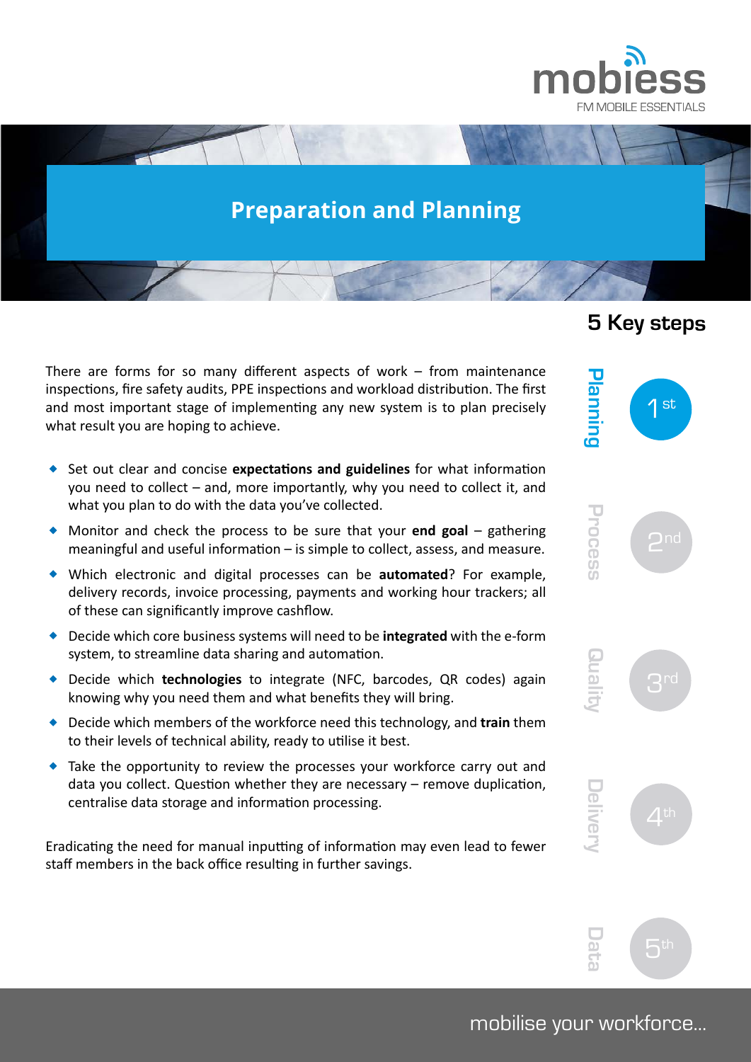# Preparation and Planning

## 5 Key steps

**Planning** — 1st

Process — 2nd

Quality — 3rd

Delivery — 4th

Data — 5th

There are forms for so many different aspects of work – from maintenance inspections, fire safety audits, PPE inspections and workload distribution. The first and most important stage of implementing any new system is to plan precisely what result you are hoping to achieve.

- Set out clear and concise **expectations and guidelines** for what information you need to collect – and, more importantly, why you need to collect it, and what you plan to do with the data you've collected.
- Monitor and check the process to be sure that your **end goal** – gathering meaningful and useful information – is simple to collect, assess, and measure.
- Which electronic and digital processes can be **automated**? For example, delivery records, invoice processing, payments and working hour trackers; all of these can significantly improve cashflow.
- Decide which core business systems will need to be **integrated** with the e-form system, to streamline data sharing and automation.
- Decide which **technologies** to integrate (NFC, barcodes, QR codes) again knowing why you need them and what benefits they will bring.
- Decide which members of the workforce need this technology, and **train** them to their levels of technical ability, ready to utilise it best.
- Take the opportunity to review the processes your workforce carry out and data you collect. Question whether they are necessary – remove duplication, centralise data storage and information processing.

Eradicating the need for manual inputting of information may even lead to fewer staff members in the back office resulting in further savings.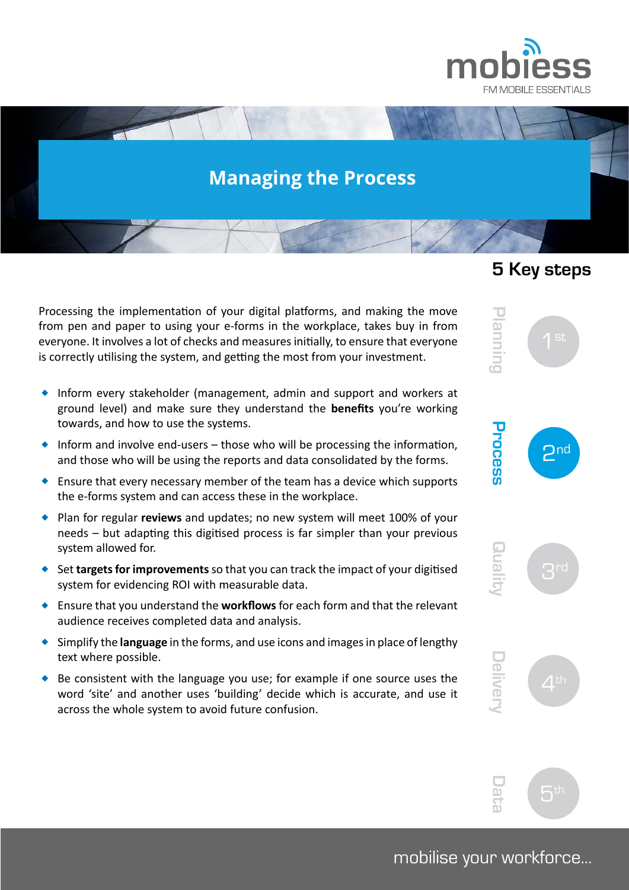# Managing the Process

## 5 Key steps

Processing the implementation of your digital platforms, and making the move from pen and paper to using your e-forms in the workplace, takes buy in from everyone. It involves a lot of checks and measures initially, to ensure that everyone is correctly utilising the system, and getting the most from your investment.

- Inform every stakeholder (management, admin and support and workers at ground level) and make sure they understand the **benefits** you're working towards, and how to use the systems.
- Inform and involve end-users – those who will be processing the information, and those who will be using the reports and data consolidated by the forms.
- Ensure that every necessary member of the team has a device which supports the e-forms system and can access these in the workplace.
- Plan for regular **reviews** and updates; no new system will meet 100% of your needs – but adapting this digitised process is far simpler than your previous system allowed for.
- Set **targets for improvements** so that you can track the impact of your digitised system for evidencing ROI with measurable data.
- Ensure that you understand the **workflows** for each form and that the relevant audience receives completed data and analysis.
- Simplify the **language** in the forms, and use icons and images in place of lengthy text where possible.
- Be consistent with the language you use; for example if one source uses the word 'site' and another uses 'building' decide which is accurate, and use it across the whole system to avoid future confusion.

1st Planning

2nd **Process**

3rd Quality

4th Delivery

5th Data

mobilise your workforce...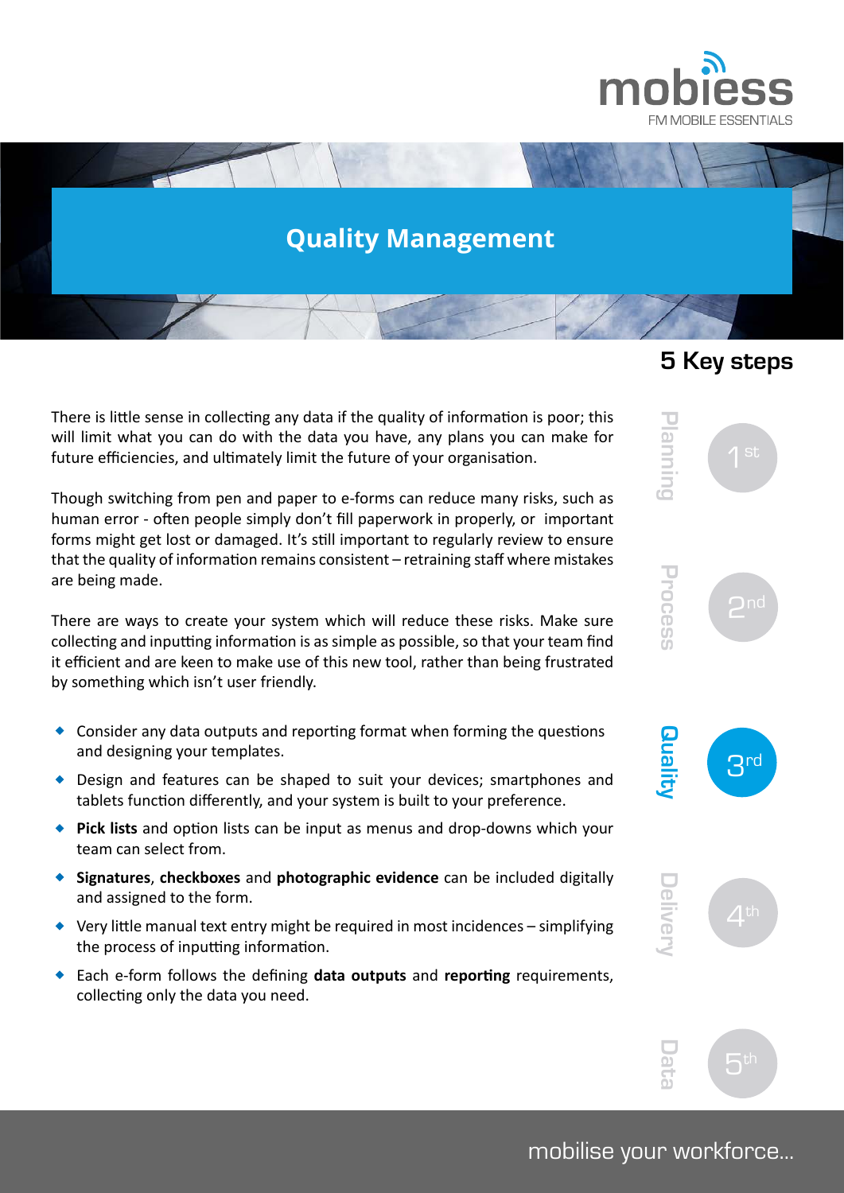# Quality Management

## 5 Key steps

- 1st Planning
- 2nd Process
- **3rd Quality**
- 4th Delivery
- 5th Data

There is little sense in collecting any data if the quality of information is poor; this will limit what you can do with the data you have, any plans you can make for future efficiencies, and ultimately limit the future of your organisation.

Though switching from pen and paper to e-forms can reduce many risks, such as human error - often people simply don't fill paperwork in properly, or important forms might get lost or damaged. It's still important to regularly review to ensure that the quality of information remains consistent – retraining staff where mistakes are being made.

There are ways to create your system which will reduce these risks. Make sure collecting and inputting information is as simple as possible, so that your team find it efficient and are keen to make use of this new tool, rather than being frustrated by something which isn't user friendly.

- Consider any data outputs and reporting format when forming the questions and designing your templates.
- Design and features can be shaped to suit your devices; smartphones and tablets function differently, and your system is built to your preference.
- **Pick lists** and option lists can be input as menus and drop-downs which your team can select from.
- **Signatures**, **checkboxes** and **photographic evidence** can be included digitally and assigned to the form.
- Very little manual text entry might be required in most incidences – simplifying the process of inputting information.
- Each e-form follows the defining **data outputs** and **reporting** requirements, collecting only the data you need.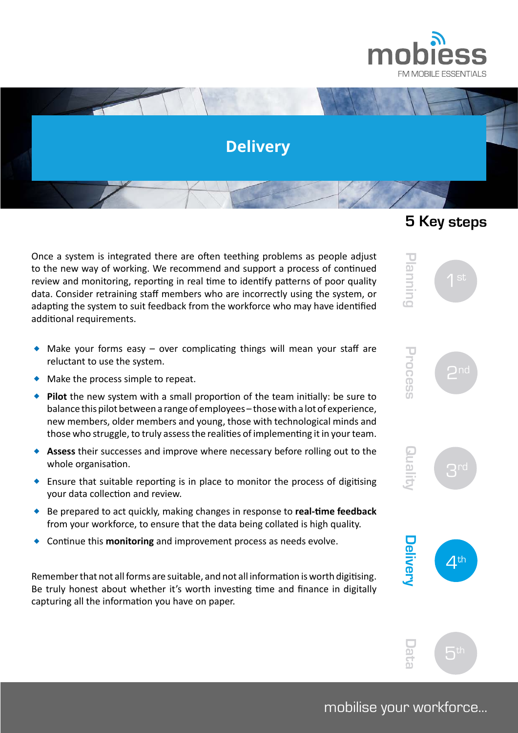# Delivery

## 5 Key steps

Planning — 1st
Process — 2nd
Quality — 3rd
Delivery — 4th
Data — 5th

Once a system is integrated there are often teething problems as people adjust to the new way of working. We recommend and support a process of continued review and monitoring, reporting in real time to identify patterns of poor quality data. Consider retraining staff members who are incorrectly using the system, or adapting the system to suit feedback from the workforce who may have identified additional requirements.

- Make your forms easy – over complicating things will mean your staff are reluctant to use the system.
- Make the process simple to repeat.
- **Pilot** the new system with a small proportion of the team initially: be sure to balance this pilot between a range of employees – those with a lot of experience, new members, older members and young, those with technological minds and those who struggle, to truly assess the realities of implementing it in your team.
- **Assess** their successes and improve where necessary before rolling out to the whole organisation.
- Ensure that suitable reporting is in place to monitor the process of digitising your data collection and review.
- Be prepared to act quickly, making changes in response to **real-time feedback** from your workforce, to ensure that the data being collated is high quality.
- Continue this **monitoring** and improvement process as needs evolve.

Remember that not all forms are suitable, and not all information is worth digitising. Be truly honest about whether it's worth investing time and finance in digitally capturing all the information you have on paper.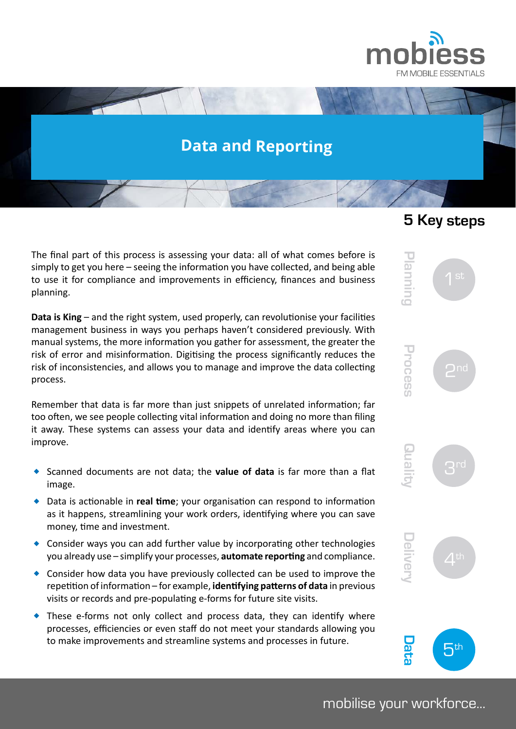# Data and Reporting

## 5 Key steps

The final part of this process is assessing your data: all of what comes before is simply to get you here – seeing the information you have collected, and being able to use it for compliance and improvements in efficiency, finances and business planning.

**Data is King** – and the right system, used properly, can revolutionise your facilities management business in ways you perhaps haven't considered previously. With manual systems, the more information you gather for assessment, the greater the risk of error and misinformation. Digitising the process significantly reduces the risk of inconsistencies, and allows you to manage and improve the data collecting process.

Remember that data is far more than just snippets of unrelated information; far too often, we see people collecting vital information and doing no more than filing it away. These systems can assess your data and identify areas where you can improve.

- Scanned documents are not data; the **value of data** is far more than a flat image.
- Data is actionable in **real time**; your organisation can respond to information as it happens, streamlining your work orders, identifying where you can save money, time and investment.
- Consider ways you can add further value by incorporating other technologies you already use – simplify your processes, **automate reporting** and compliance.
- Consider how data you have previously collected can be used to improve the repetition of information – for example, **identifying patterns of data** in previous visits or records and pre-populating e-forms for future site visits.
- These e-forms not only collect and process data, they can identify where processes, efficiencies or even staff do not meet your standards allowing you to make improvements and streamline systems and processes in future.

Planning – 1st
Process – 2nd
Quality – 3rd
Delivery – 4th
**Data – 5th**

mobilise your workforce...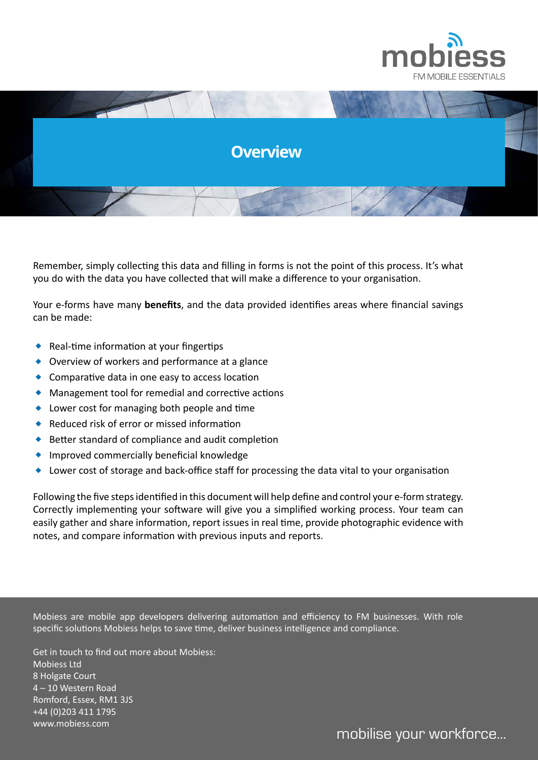mobiess
FM MOBILE ESSENTIALS

# Overview

Remember, simply collecting this data and filling in forms is not the point of this process. It's what you do with the data you have collected that will make a difference to your organisation.

Your e-forms have many **benefits**, and the data provided identifies areas where financial savings can be made:

- Real-time information at your fingertips
- Overview of workers and performance at a glance
- Comparative data in one easy to access location
- Management tool for remedial and corrective actions
- Lower cost for managing both people and time
- Reduced risk of error or missed information
- Better standard of compliance and audit completion
- Improved commercially beneficial knowledge
- Lower cost of storage and back-office staff for processing the data vital to your organisation

Following the five steps identified in this document will help define and control your e-form strategy. Correctly implementing your software will give you a simplified working process. Your team can easily gather and share information, report issues in real time, provide photographic evidence with notes, and compare information with previous inputs and reports.

Mobiess are mobile app developers delivering automation and efficiency to FM businesses. With role specific solutions Mobiess helps to save time, deliver business intelligence and compliance.

Get in touch to find out more about Mobiess:
Mobiess Ltd
8 Holgate Court
4 – 10 Western Road
Romford, Essex, RM1 3JS
+44 (0)203 411 1795
www.mobiess.com

mobilise your workforce...